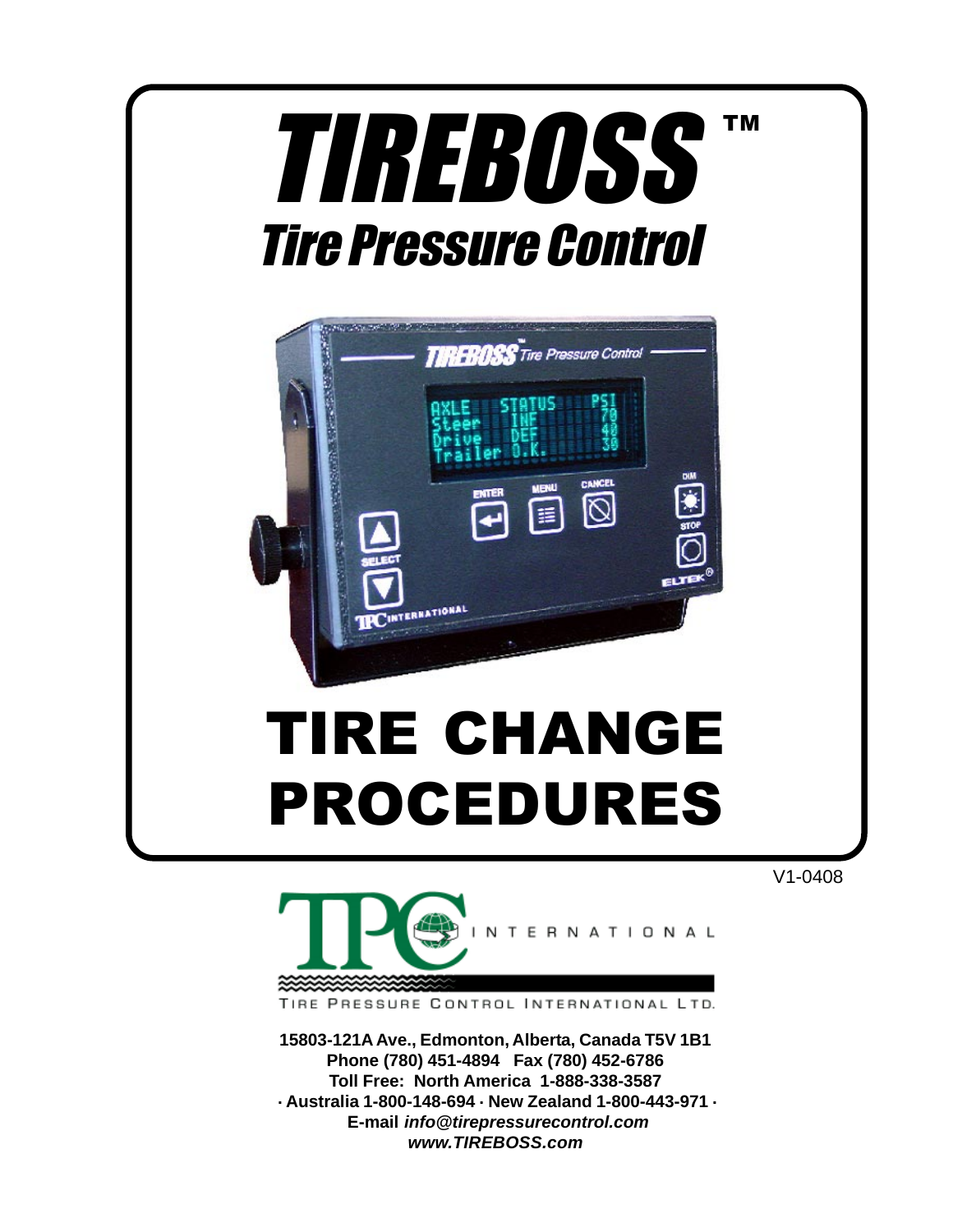# TIREBOSS™

## Tire Pressure Control

# TIRE CHANGE PROCEDURES

V1-0408

TPC INTERNATIONAL

TIRE PRESSURE CONTROL INTERNATIONAL LTD.

**15803-121A Ave., Edmonton, Alberta, Canada T5V 1B1**
**Phone (780) 451-4894 Fax (780) 452-6786**
**Toll Free: North America 1-888-338-3587**
**· Australia 1-800-148-694 · New Zealand 1-800-443-971 ·**
**E-mail *info@tirepressurecontrol.com***
***www.TIREBOSS.com***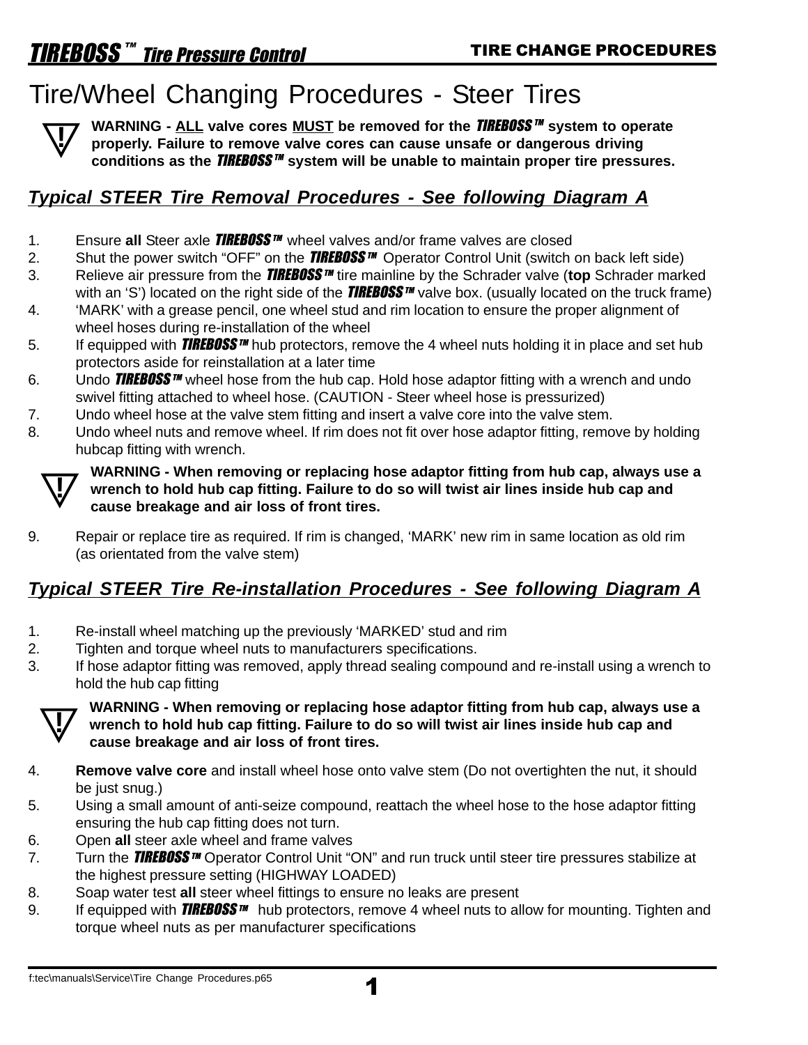# Tire/Wheel Changing Procedures - Steer Tires

**WARNING - ALL valve cores MUST be removed for the *TIREBOSS™* system to operate properly. Failure to remove valve cores can cause unsafe or dangerous driving conditions as the *TIREBOSS™* system will be unable to maintain proper tire pressures.**

## *Typical STEER Tire Removal Procedures - See following Diagram A*

1. Ensure **all** Steer axle *TIREBOSS™* wheel valves and/or frame valves are closed
2. Shut the power switch "OFF" on the *TIREBOSS™* Operator Control Unit (switch on back left side)
3. Relieve air pressure from the *TIREBOSS™* tire mainline by the Schrader valve (**top** Schrader marked with an 'S') located on the right side of the *TIREBOSS™* valve box. (usually located on the truck frame)
4. 'MARK' with a grease pencil, one wheel stud and rim location to ensure the proper alignment of wheel hoses during re-installation of the wheel
5. If equipped with *TIREBOSS™* hub protectors, remove the 4 wheel nuts holding it in place and set hub protectors aside for reinstallation at a later time
6. Undo *TIREBOSS™* wheel hose from the hub cap. Hold hose adaptor fitting with a wrench and undo swivel fitting attached to wheel hose. (CAUTION - Steer wheel hose is pressurized)
7. Undo wheel hose at the valve stem fitting and insert a valve core into the valve stem.
8. Undo wheel nuts and remove wheel. If rim does not fit over hose adaptor fitting, remove by holding hubcap fitting with wrench.

**WARNING - When removing or replacing hose adaptor fitting from hub cap, always use a wrench to hold hub cap fitting. Failure to do so will twist air lines inside hub cap and cause breakage and air loss of front tires.**

9. Repair or replace tire as required. If rim is changed, 'MARK' new rim in same location as old rim (as orientated from the valve stem)

## *Typical STEER Tire Re-installation Procedures - See following Diagram A*

1. Re-install wheel matching up the previously 'MARKED' stud and rim
2. Tighten and torque wheel nuts to manufacturers specifications.
3. If hose adaptor fitting was removed, apply thread sealing compound and re-install using a wrench to hold the hub cap fitting

**WARNING - When removing or replacing hose adaptor fitting from hub cap, always use a wrench to hold hub cap fitting. Failure to do so will twist air lines inside hub cap and cause breakage and air loss of front tires.**

4. **Remove valve core** and install wheel hose onto valve stem (Do not overtighten the nut, it should be just snug.)
5. Using a small amount of anti-seize compound, reattach the wheel hose to the hose adaptor fitting ensuring the hub cap fitting does not turn.
6. Open **all** steer axle wheel and frame valves
7. Turn the *TIREBOSS™* Operator Control Unit "ON" and run truck until steer tire pressures stabilize at the highest pressure setting (HIGHWAY LOADED)
8. Soap water test **all** steer wheel fittings to ensure no leaks are present
9. If equipped with *TIREBOSS™* hub protectors, remove 4 wheel nuts to allow for mounting. Tighten and torque wheel nuts as per manufacturer specifications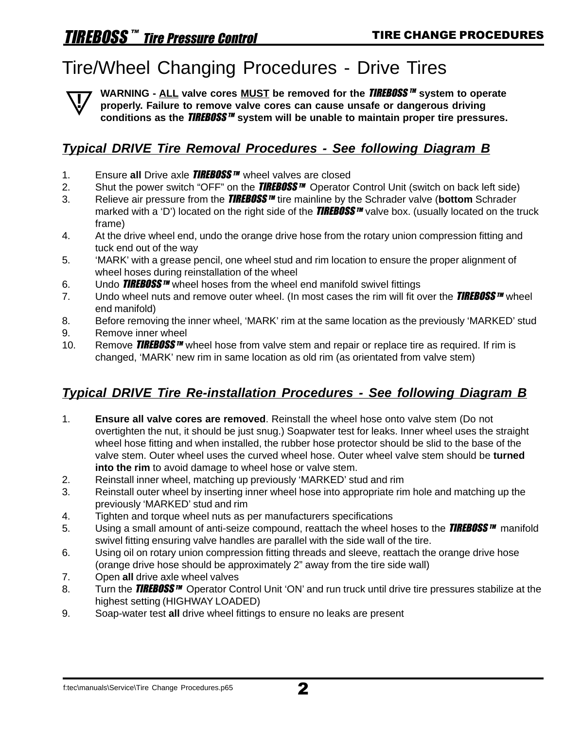// Tire/Wheel Changing Procedures - Drive Tires

**WARNING - <u>ALL</u> valve cores <u>MUST</u> be removed for the *TIREBOSS™* system to operate properly. Failure to remove valve cores can cause unsafe or dangerous driving conditions as the *TIREBOSS™* system will be unable to maintain proper tire pressures.**

## *Typical DRIVE Tire Removal Procedures - See following Diagram B*

1. Ensure **all** Drive axle *TIREBOSS™* wheel valves are closed
2. Shut the power switch "OFF" on the *TIREBOSS™* Operator Control Unit (switch on back left side)
3. Relieve air pressure from the *TIREBOSS™* tire mainline by the Schrader valve (**bottom** Schrader marked with a 'D') located on the right side of the *TIREBOSS™* valve box. (usually located on the truck frame)
4. At the drive wheel end, undo the orange drive hose from the rotary union compression fitting and tuck end out of the way
5. 'MARK' with a grease pencil, one wheel stud and rim location to ensure the proper alignment of wheel hoses during reinstallation of the wheel
6. Undo *TIREBOSS™* wheel hoses from the wheel end manifold swivel fittings
7. Undo wheel nuts and remove outer wheel. (In most cases the rim will fit over the *TIREBOSS™* wheel end manifold)
8. Before removing the inner wheel, 'MARK' rim at the same location as the previously 'MARKED' stud
9. Remove inner wheel
10. Remove *TIREBOSS™* wheel hose from valve stem and repair or replace tire as required. If rim is changed, 'MARK' new rim in same location as old rim (as orientated from valve stem)

## *Typical DRIVE Tire Re-installation Procedures - See following Diagram B*

1. **Ensure all valve cores are removed**. Reinstall the wheel hose onto valve stem (Do not overtighten the nut, it should be just snug.) Soapwater test for leaks. Inner wheel uses the straight wheel hose fitting and when installed, the rubber hose protector should be slid to the base of the valve stem. Outer wheel uses the curved wheel hose. Outer wheel valve stem should be **turned into the rim** to avoid damage to wheel hose or valve stem.
2. Reinstall inner wheel, matching up previously 'MARKED' stud and rim
3. Reinstall outer wheel by inserting inner wheel hose into appropriate rim hole and matching up the previously 'MARKED' stud and rim
4. Tighten and torque wheel nuts as per manufacturers specifications
5. Using a small amount of anti-seize compound, reattach the wheel hoses to the *TIREBOSS™* manifold swivel fitting ensuring valve handles are parallel with the side wall of the tire.
6. Using oil on rotary union compression fitting threads and sleeve, reattach the orange drive hose (orange drive hose should be approximately 2" away from the tire side wall)
7. Open **all** drive axle wheel valves
8. Turn the *TIREBOSS™* Operator Control Unit 'ON' and run truck until drive tire pressures stabilize at the highest setting (HIGHWAY LOADED)
9. Soap-water test **all** drive wheel fittings to ensure no leaks are present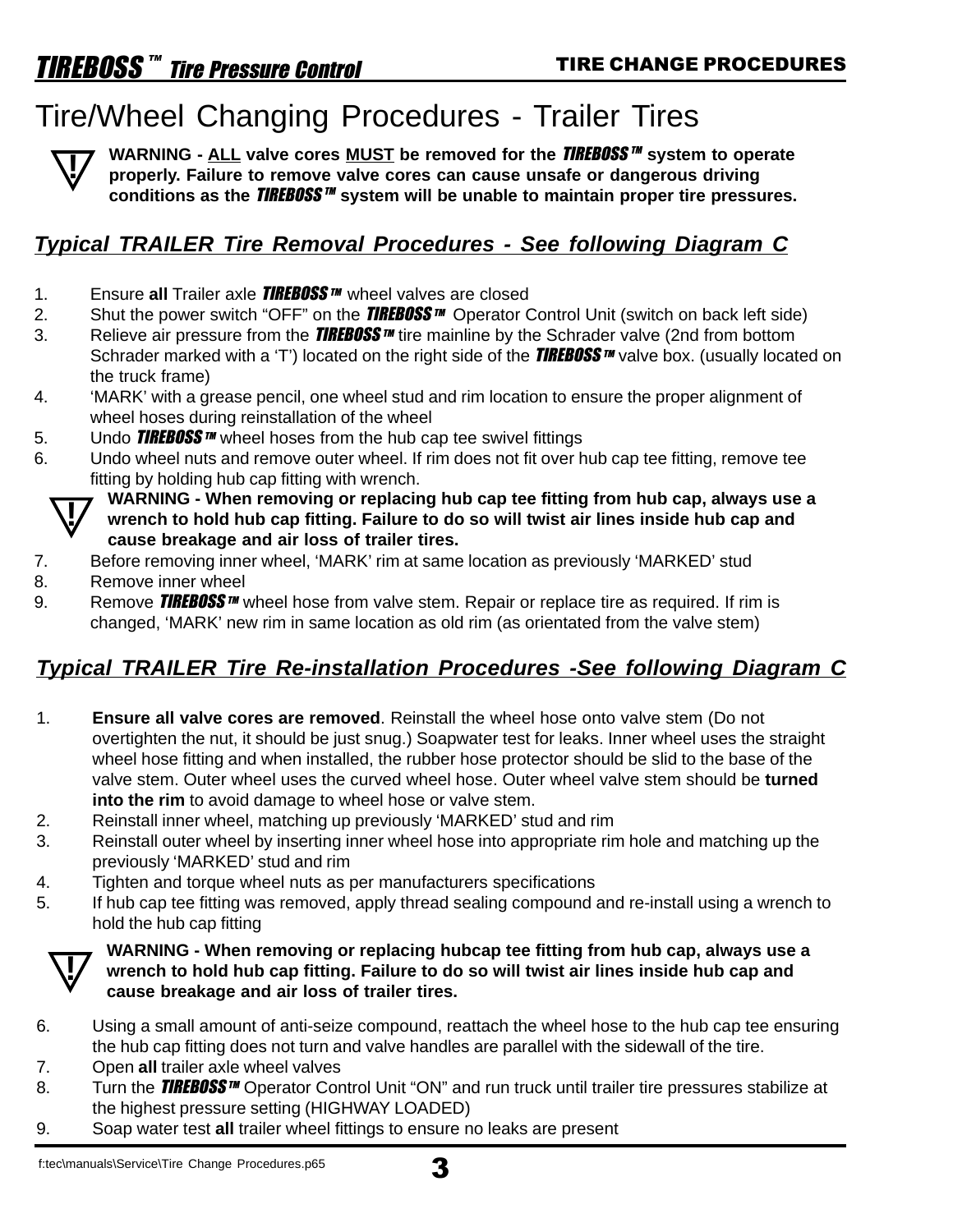# Tire/Wheel Changing Procedures - Trailer Tires

**WARNING - ALL valve cores MUST be removed for the *TIREBOSS™* system to operate properly. Failure to remove valve cores can cause unsafe or dangerous driving conditions as the *TIREBOSS™* system will be unable to maintain proper tire pressures.**

## *Typical TRAILER Tire Removal Procedures - See following Diagram C*

1. Ensure **all** Trailer axle ***TIREBOSS™*** wheel valves are closed
2. Shut the power switch “OFF” on the ***TIREBOSS™*** Operator Control Unit (switch on back left side)
3. Relieve air pressure from the ***TIREBOSS™*** tire mainline by the Schrader valve (2nd from bottom Schrader marked with a ‘T’) located on the right side of the ***TIREBOSS™*** valve box. (usually located on the truck frame)
4. ‘MARK’ with a grease pencil, one wheel stud and rim location to ensure the proper alignment of wheel hoses during reinstallation of the wheel
5. Undo ***TIREBOSS™*** wheel hoses from the hub cap tee swivel fittings
6. Undo wheel nuts and remove outer wheel. If rim does not fit over hub cap tee fitting, remove tee fitting by holding hub cap fitting with wrench.

   **WARNING - When removing or replacing hub cap tee fitting from hub cap, always use a wrench to hold hub cap fitting. Failure to do so will twist air lines inside hub cap and cause breakage and air loss of trailer tires.**

7. Before removing inner wheel, ‘MARK’ rim at same location as previously ‘MARKED’ stud
8. Remove inner wheel
9. Remove ***TIREBOSS™*** wheel hose from valve stem. Repair or replace tire as required. If rim is changed, ‘MARK’ new rim in same location as old rim (as orientated from the valve stem)

## *Typical TRAILER Tire Re-installation Procedures -See following Diagram C*

1. **Ensure all valve cores are removed**. Reinstall the wheel hose onto valve stem (Do not overtighten the nut, it should be just snug.) Soapwater test for leaks. Inner wheel uses the straight wheel hose fitting and when installed, the rubber hose protector should be slid to the base of the valve stem. Outer wheel uses the curved wheel hose. Outer wheel valve stem should be **turned into the rim** to avoid damage to wheel hose or valve stem.
2. Reinstall inner wheel, matching up previously ‘MARKED’ stud and rim
3. Reinstall outer wheel by inserting inner wheel hose into appropriate rim hole and matching up the previously ‘MARKED’ stud and rim
4. Tighten and torque wheel nuts as per manufacturers specifications
5. If hub cap tee fitting was removed, apply thread sealing compound and re-install using a wrench to hold the hub cap fitting

   **WARNING - When removing or replacing hubcap tee fitting from hub cap, always use a wrench to hold hub cap fitting. Failure to do so will twist air lines inside hub cap and cause breakage and air loss of trailer tires.**

6. Using a small amount of anti-seize compound, reattach the wheel hose to the hub cap tee ensuring the hub cap fitting does not turn and valve handles are parallel with the sidewall of the tire.
7. Open **all** trailer axle wheel valves
8. Turn the ***TIREBOSS™*** Operator Control Unit “ON” and run truck until trailer tire pressures stabilize at the highest pressure setting (HIGHWAY LOADED)
9. Soap water test **all** trailer wheel fittings to ensure no leaks are present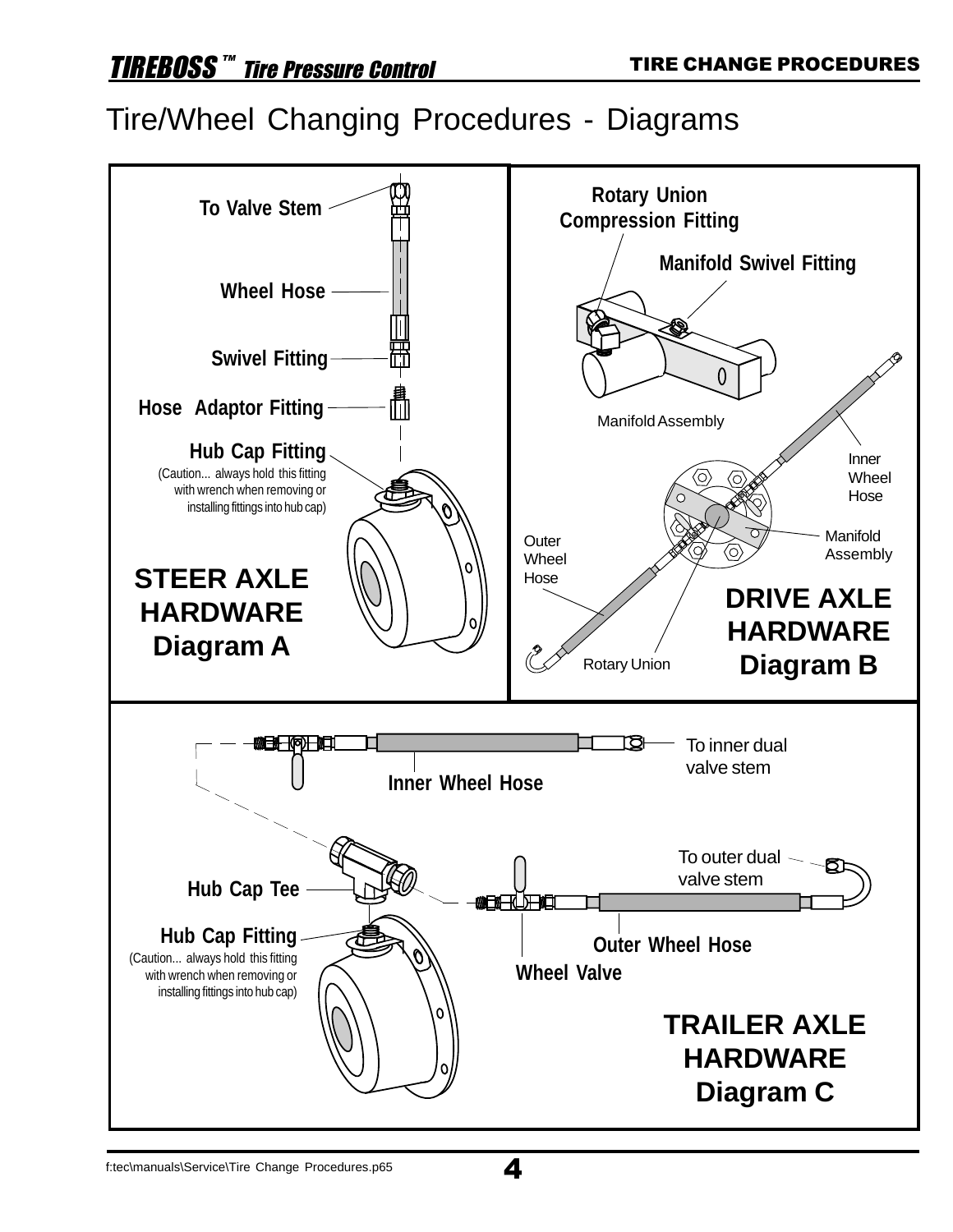# Tire/Wheel Changing Procedures - Diagrams

To Valve Stem

Wheel Hose

Swivel Fitting

Hose Adaptor Fitting

Hub Cap Fitting

(Caution... always hold this fitting with wrench when removing or installing fittings into hub cap)

**STEER AXLE HARDWARE Diagram A**

Rotary Union Compression Fitting

Manifold Swivel Fitting

Manifold Assembly

Inner Wheel Hose

Manifold Assembly

Outer Wheel Hose

Rotary Union

**DRIVE AXLE HARDWARE Diagram B**

To inner dual valve stem

Inner Wheel Hose

Hub Cap Tee

Hub Cap Fitting

(Caution... always hold this fitting with wrench when removing or installing fittings into hub cap)

To outer dual valve stem

Outer Wheel Hose

Wheel Valve

**TRAILER AXLE HARDWARE Diagram C**